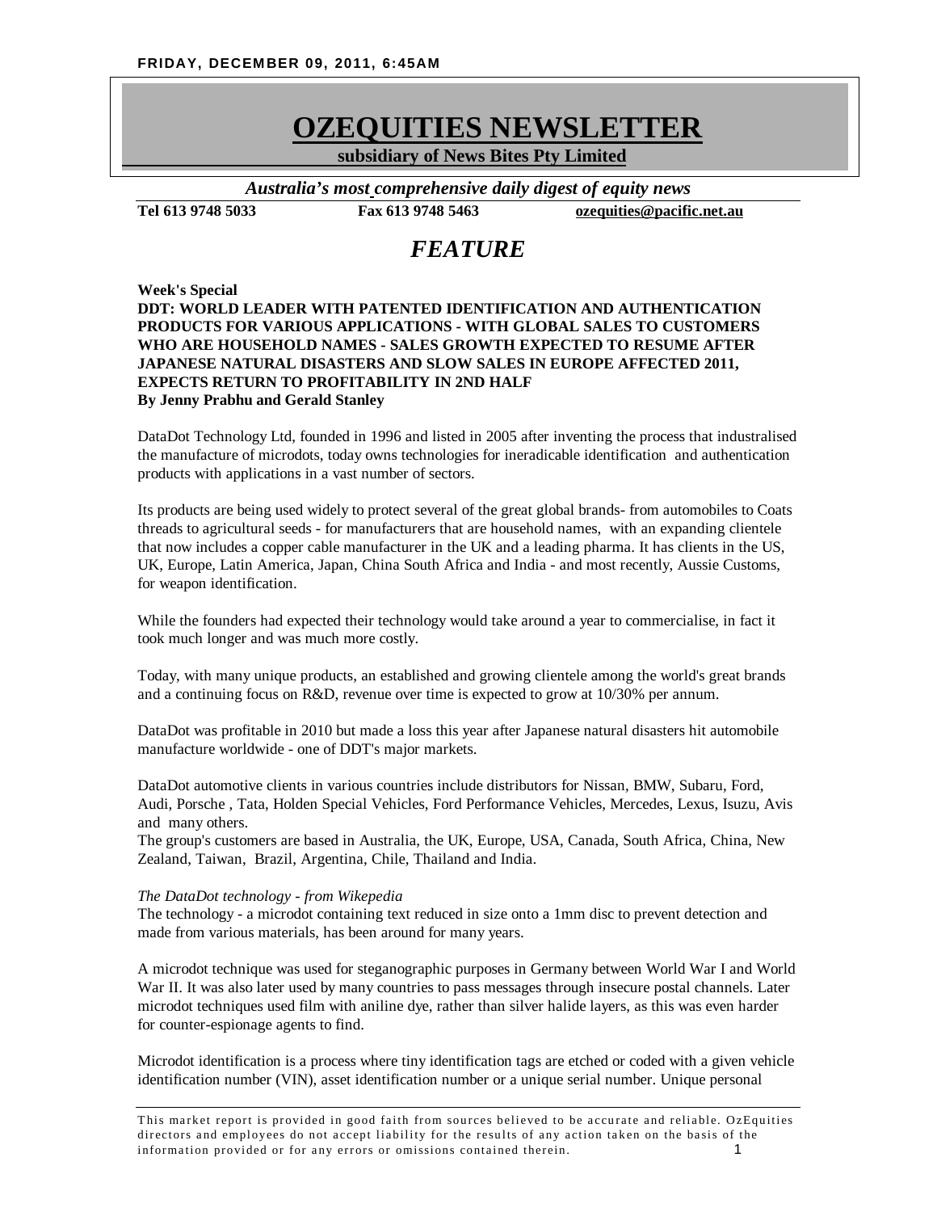FRIDAY, DECEMBER 09, 2011, 6:45AM

# OZEQUITIES NEWSLETTER

**subsidiary of News Bites Pty Limited**

*Australia's most comprehensive daily digest of equity news*

**Tel 613 9748 5033** **Fax 613 9748 5463** **ozequities@pacific.net.au**

## *FEATURE*

**Week's Special**
**DDT: WORLD LEADER WITH PATENTED IDENTIFICATION AND AUTHENTICATION PRODUCTS FOR VARIOUS APPLICATIONS - WITH GLOBAL SALES TO CUSTOMERS WHO ARE HOUSEHOLD NAMES - SALES GROWTH EXPECTED TO RESUME AFTER JAPANESE NATURAL DISASTERS AND SLOW SALES IN EUROPE AFFECTED 2011, EXPECTS RETURN TO PROFITABILITY IN 2ND HALF**
**By Jenny Prabhu and Gerald Stanley**

DataDot Technology Ltd, founded in 1996 and listed in 2005 after inventing the process that industralised the manufacture of microdots, today owns technologies for ineradicable identification and authentication products with applications in a vast number of sectors.

Its products are being used widely to protect several of the great global brands- from automobiles to Coats threads to agricultural seeds - for manufacturers that are household names, with an expanding clientele that now includes a copper cable manufacturer in the UK and a leading pharma. It has clients in the US, UK, Europe, Latin America, Japan, China South Africa and India - and most recently, Aussie Customs, for weapon identification.

While the founders had expected their technology would take around a year to commercialise, in fact it took much longer and was much more costly.

Today, with many unique products, an established and growing clientele among the world's great brands and a continuing focus on R&D, revenue over time is expected to grow at 10/30% per annum.

DataDot was profitable in 2010 but made a loss this year after Japanese natural disasters hit automobile manufacture worldwide - one of DDT's major markets.

DataDot automotive clients in various countries include distributors for Nissan, BMW, Subaru, Ford, Audi, Porsche , Tata, Holden Special Vehicles, Ford Performance Vehicles, Mercedes, Lexus, Isuzu, Avis and many others.
The group's customers are based in Australia, the UK, Europe, USA, Canada, South Africa, China, New Zealand, Taiwan, Brazil, Argentina, Chile, Thailand and India.

*The DataDot technology - from Wikepedia*
The technology - a microdot containing text reduced in size onto a 1mm disc to prevent detection and made from various materials, has been around for many years.

A microdot technique was used for steganographic purposes in Germany between World War I and World War II. It was also later used by many countries to pass messages through insecure postal channels. Later microdot techniques used film with aniline dye, rather than silver halide layers, as this was even harder for counter-espionage agents to find.

Microdot identification is a process where tiny identification tags are etched or coded with a given vehicle identification number (VIN), asset identification number or a unique serial number. Unique personal

This market report is provided in good faith from sources believed to be accurate and reliable. OzEquities directors and employees do not accept liability for the results of any action taken on the basis of the information provided or for any errors or omissions contained therein.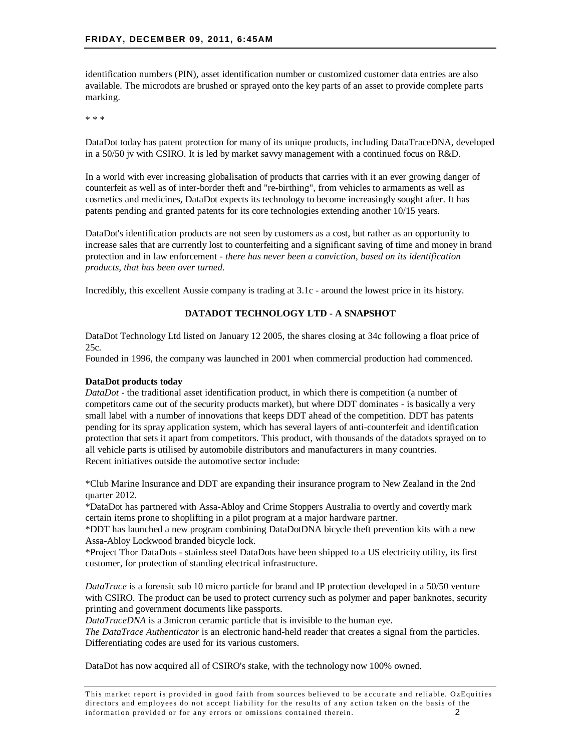identification numbers (PIN), asset identification number or customized customer data entries are also available. The microdots are brushed or sprayed onto the key parts of an asset to provide complete parts marking.

* * *

DataDot today has patent protection for many of its unique products, including DataTraceDNA, developed in a 50/50 jv with CSIRO. It is led by market savvy management with a continued focus on R&D.

In a world with ever increasing globalisation of products that carries with it an ever growing danger of counterfeit as well as of inter-border theft and "re-birthing", from vehicles to armaments as well as cosmetics and medicines, DataDot expects its technology to become increasingly sought after. It has patents pending and granted patents for its core technologies extending another 10/15 years.

DataDot's identification products are not seen by customers as a cost, but rather as an opportunity to increase sales that are currently lost to counterfeiting and a significant saving of time and money in brand protection and in law enforcement - *there has never been a conviction, based on its identification products, that has been over turned.*

Incredibly, this excellent Aussie company is trading at 3.1c - around the lowest price in its history.

## DATADOT TECHNOLOGY LTD - A SNAPSHOT

DataDot Technology Ltd listed on January 12 2005, the shares closing at 34c following a float price of 25c.
Founded in 1996, the company was launched in 2001 when commercial production had commenced.

**DataDot products today**
*DataDot* - the traditional asset identification product, in which there is competition (a number of competitors came out of the security products market), but where DDT dominates - is basically a very small label with a number of innovations that keeps DDT ahead of the competition. DDT has patents pending for its spray application system, which has several layers of anti-counterfeit and identification protection that sets it apart from competitors. This product, with thousands of the datadots sprayed on to all vehicle parts is utilised by automobile distributors and manufacturers in many countries.
Recent initiatives outside the automotive sector include:

*Club Marine Insurance and DDT are expanding their insurance program to New Zealand in the 2nd quarter 2012.
*DataDot has partnered with Assa-Abloy and Crime Stoppers Australia to overtly and covertly mark certain items prone to shoplifting in a pilot program at a major hardware partner.
*DDT has launched a new program combining DataDotDNA bicycle theft prevention kits with a new Assa-Abloy Lockwood branded bicycle lock.
*Project Thor DataDots - stainless steel DataDots have been shipped to a US electricity utility, its first customer, for protection of standing electrical infrastructure.

*DataTrace* is a forensic sub 10 micro particle for brand and IP protection developed in a 50/50 venture with CSIRO. The product can be used to protect currency such as polymer and paper banknotes, security printing and government documents like passports.
*DataTraceDNA* is a 3micron ceramic particle that is invisible to the human eye.
*The DataTrace Authenticator* is an electronic hand-held reader that creates a signal from the particles. Differentiating codes are used for its various customers.

DataDot has now acquired all of CSIRO's stake, with the technology now 100% owned.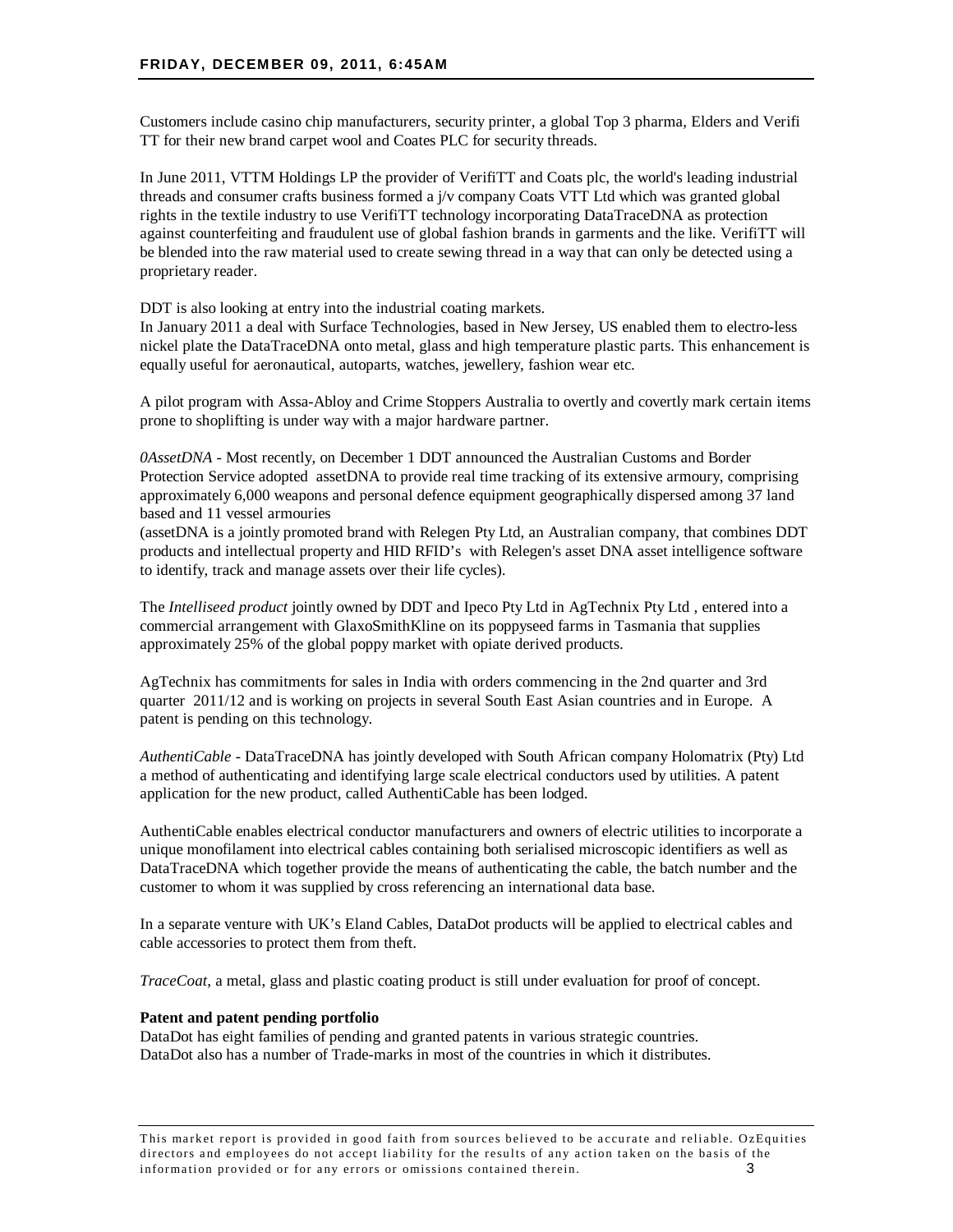Customers include casino chip manufacturers, security printer, a global Top 3 pharma, Elders and Verifi TT for their new brand carpet wool and Coates PLC for security threads.

In June 2011, VTTM Holdings LP the provider of VerifiTT and Coats plc, the world's leading industrial threads and consumer crafts business formed a j/v company Coats VTT Ltd which was granted global rights in the textile industry to use VerifiTT technology incorporating DataTraceDNA as protection against counterfeiting and fraudulent use of global fashion brands in garments and the like. VerifiTT will be blended into the raw material used to create sewing thread in a way that can only be detected using a proprietary reader.

DDT is also looking at entry into the industrial coating markets.
In January 2011 a deal with Surface Technologies, based in New Jersey, US enabled them to electro-less nickel plate the DataTraceDNA onto metal, glass and high temperature plastic parts. This enhancement is equally useful for aeronautical, autoparts, watches, jewellery, fashion wear etc.

A pilot program with Assa-Abloy and Crime Stoppers Australia to overtly and covertly mark certain items prone to shoplifting is under way with a major hardware partner.

*0AssetDNA* - Most recently, on December 1 DDT announced the Australian Customs and Border Protection Service adopted assetDNA to provide real time tracking of its extensive armoury, comprising approximately 6,000 weapons and personal defence equipment geographically dispersed among 37 land based and 11 vessel armouries
(assetDNA is a jointly promoted brand with Relegen Pty Ltd, an Australian company, that combines DDT products and intellectual property and HID RFID's with Relegen's asset DNA asset intelligence software to identify, track and manage assets over their life cycles).

The *Intelliseed product* jointly owned by DDT and Ipeco Pty Ltd in AgTechnix Pty Ltd , entered into a commercial arrangement with GlaxoSmithKline on its poppyseed farms in Tasmania that supplies approximately 25% of the global poppy market with opiate derived products.

AgTechnix has commitments for sales in India with orders commencing in the 2nd quarter and 3rd quarter 2011/12 and is working on projects in several South East Asian countries and in Europe. A patent is pending on this technology.

*AuthentiCable* - DataTraceDNA has jointly developed with South African company Holomatrix (Pty) Ltd a method of authenticating and identifying large scale electrical conductors used by utilities. A patent application for the new product, called AuthentiCable has been lodged.

AuthentiCable enables electrical conductor manufacturers and owners of electric utilities to incorporate a unique monofilament into electrical cables containing both serialised microscopic identifiers as well as DataTraceDNA which together provide the means of authenticating the cable, the batch number and the customer to whom it was supplied by cross referencing an international data base.

In a separate venture with UK's Eland Cables, DataDot products will be applied to electrical cables and cable accessories to protect them from theft.

*TraceCoat*, a metal, glass and plastic coating product is still under evaluation for proof of concept.

**Patent and patent pending portfolio**
DataDot has eight families of pending and granted patents in various strategic countries.
DataDot also has a number of Trade-marks in most of the countries in which it distributes.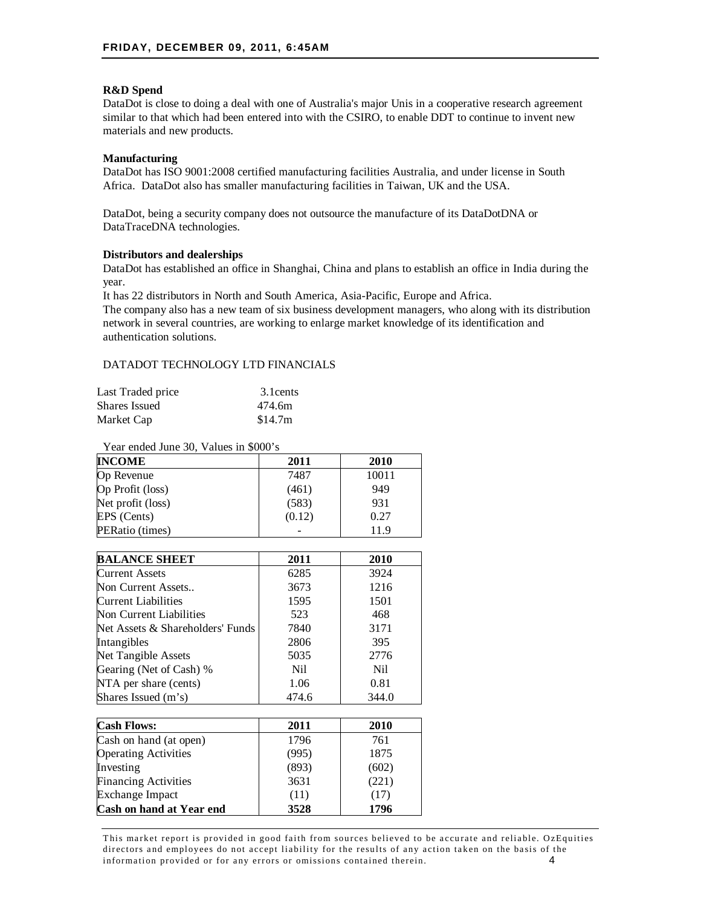**R&D Spend**

DataDot is close to doing a deal with one of Australia's major Unis in a cooperative research agreement similar to that which had been entered into with the CSIRO, to enable DDT to continue to invent new materials and new products.

**Manufacturing**

DataDot has ISO 9001:2008 certified manufacturing facilities Australia, and under license in South Africa. DataDot also has smaller manufacturing facilities in Taiwan, UK and the USA.

DataDot, being a security company does not outsource the manufacture of its DataDotDNA or DataTraceDNA technologies.

**Distributors and dealerships**

DataDot has established an office in Shanghai, China and plans to establish an office in India during the year.

It has 22 distributors in North and South America, Asia-Pacific, Europe and Africa.

The company also has a new team of six business development managers, who along with its distribution network in several countries, are working to enlarge market knowledge of its identification and authentication solutions.

DATADOT TECHNOLOGY LTD FINANCIALS

| | |
|---|---|
| Last Traded price | 3.1cents |
| Shares Issued | 474.6m |
| Market Cap | $14.7m |

Year ended June 30, Values in $000's

| **INCOME** | **2011** | **2010** |
|---|---|---|
| Op Revenue | 7487 | 10011 |
| Op Profit (loss) | (461) | 949 |
| Net profit (loss) | (583) | 931 |
| EPS (Cents) | (0.12) | 0.27 |
| PERatio (times) | - | 11.9 |

| **BALANCE SHEET** | **2011** | **2010** |
|---|---|---|
| Current Assets | 6285 | 3924 |
| Non Current Assets.. | 3673 | 1216 |
| Current Liabilities | 1595 | 1501 |
| Non Current Liabilities | 523 | 468 |
| Net Assets & Shareholders' Funds | 7840 | 3171 |
| Intangibles | 2806 | 395 |
| Net Tangible Assets | 5035 | 2776 |
| Gearing (Net of Cash) % | Nil | Nil |
| NTA per share (cents) | 1.06 | 0.81 |
| Shares Issued (m's) | 474.6 | 344.0 |

| **Cash Flows:** | **2011** | **2010** |
|---|---|---|
| Cash on hand (at open) | 1796 | 761 |
| Operating Activities | (995) | 1875 |
| Investing | (893) | (602) |
| Financing Activities | 3631 | (221) |
| Exchange Impact | (11) | (17) |
| **Cash on hand at Year end** | **3528** | **1796** |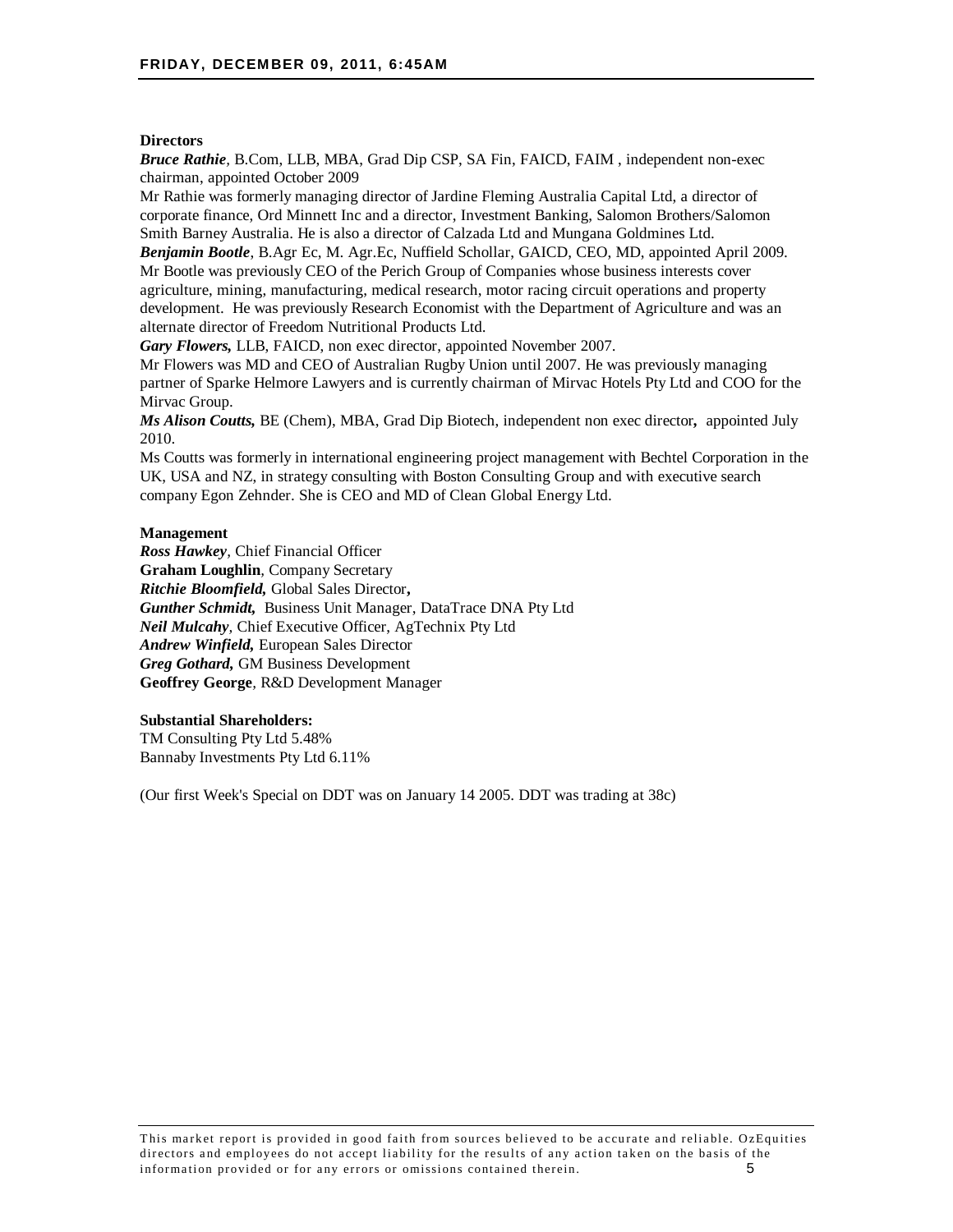**Directors**

***Bruce Rathie***, B.Com, LLB, MBA, Grad Dip CSP, SA Fin, FAICD, FAIM , independent non-exec chairman, appointed October 2009

Mr Rathie was formerly managing director of Jardine Fleming Australia Capital Ltd, a director of corporate finance, Ord Minnett Inc and a director, Investment Banking, Salomon Brothers/Salomon Smith Barney Australia. He is also a director of Calzada Ltd and Mungana Goldmines Ltd.

***Benjamin Bootle***, B.Agr Ec, M. Agr.Ec, Nuffield Schollar, GAICD, CEO, MD, appointed April 2009.

Mr Bootle was previously CEO of the Perich Group of Companies whose business interests cover agriculture, mining, manufacturing, medical research, motor racing circuit operations and property development. He was previously Research Economist with the Department of Agriculture and was an alternate director of Freedom Nutritional Products Ltd.

***Gary Flowers,*** LLB, FAICD, non exec director, appointed November 2007.

Mr Flowers was MD and CEO of Australian Rugby Union until 2007. He was previously managing partner of Sparke Helmore Lawyers and is currently chairman of Mirvac Hotels Pty Ltd and COO for the Mirvac Group.

***Ms Alison Coutts,*** BE (Chem), MBA, Grad Dip Biotech, independent non exec director**,** appointed July 2010.

Ms Coutts was formerly in international engineering project management with Bechtel Corporation in the UK, USA and NZ, in strategy consulting with Boston Consulting Group and with executive search company Egon Zehnder. She is CEO and MD of Clean Global Energy Ltd.

**Management**

***Ross Hawkey***, Chief Financial Officer
**Graham Loughlin**, Company Secretary
***Ritchie Bloomfield,*** Global Sales Director**,**
***Gunther Schmidt,*** Business Unit Manager, DataTrace DNA Pty Ltd
***Neil Mulcahy***, Chief Executive Officer, AgTechnix Pty Ltd
***Andrew Winfield,*** European Sales Director
***Greg Gothard,*** GM Business Development
**Geoffrey George**, R&D Development Manager

**Substantial Shareholders:**

TM Consulting Pty Ltd 5.48%
Bannaby Investments Pty Ltd 6.11%

(Our first Week's Special on DDT was on January 14 2005. DDT was trading at 38c)

This market report is provided in good faith from sources believed to be accurate and reliable. OzEquities directors and employees do not accept liability for the results of any action taken on the basis of the information provided or for any errors or omissions contained therein.